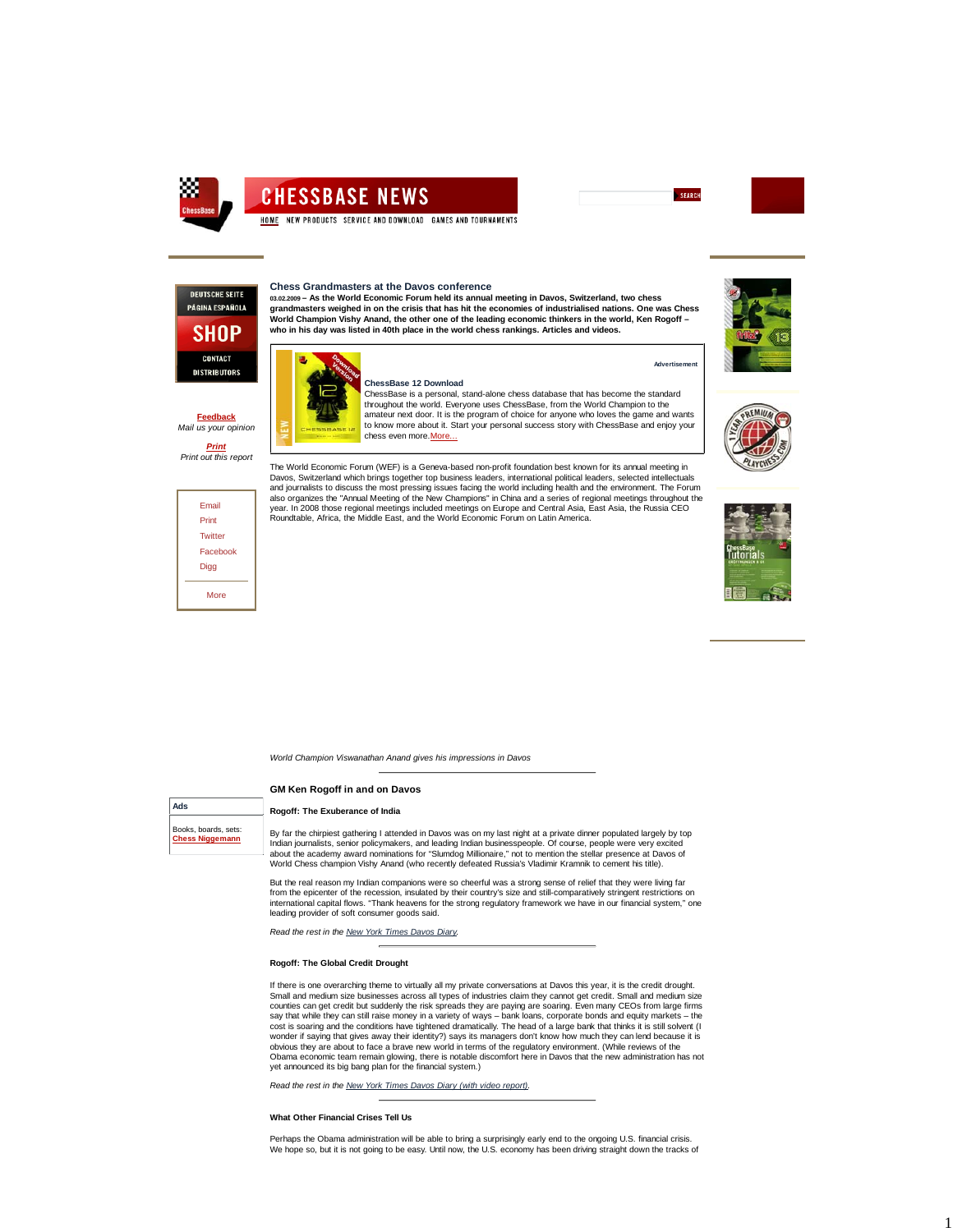# CHESSBASE NEWS

HOME NEW PRODUCTS SERVICE AND DOWNLOAD GAMES AND TOURNAMENTS

DEUTSCHE SEITE
PÁGINA ESPAÑOLA
SHOP
CONTACT
DISTRIBUTORS

**Feedback**
*Mail us your opinion*

***Print***
*Print out this report*

Email
Print
Twitter
Facebook
Digg

More

## Chess Grandmasters at the Davos conference

**03.02.2009 – As the World Economic Forum held its annual meeting in Davos, Switzerland, two chess grandmasters weighed in on the crisis that has hit the economies of industrialised nations. One was Chess World Champion Vishy Anand, the other one of the leading economic thinkers in the world, Ken Rogoff – who in his day was listed in 40th place in the world chess rankings. Articles and videos.**

Advertisement

**ChessBase 12 Download**
ChessBase is a personal, stand-alone chess database that has become the standard throughout the world. Everyone uses ChessBase, from the World Champion to the amateur next door. It is the program of choice for anyone who loves the game and wants to know more about it. Start your personal success story with ChessBase and enjoy your chess even more.More...

The World Economic Forum (WEF) is a Geneva-based non-profit foundation best known for its annual meeting in Davos, Switzerland which brings together top business leaders, international political leaders, selected intellectuals and journalists to discuss the most pressing issues facing the world including health and the environment. The Forum also organizes the "Annual Meeting of the New Champions" in China and a series of regional meetings throughout the year. In 2008 those regional meetings included meetings on Europe and Central Asia, East Asia, the Russia CEO Roundtable, Africa, the Middle East, and the World Economic Forum on Latin America.

*World Champion Viswanathan Anand gives his impressions in Davos*

### GM Ken Rogoff in and on Davos

**Ads**

Books, boards, sets: **Chess Niggemann**

#### Rogoff: The Exuberance of India

By far the chirpiest gathering I attended in Davos was on my last night at a private dinner populated largely by top Indian journalists, senior policymakers, and leading Indian businesspeople. Of course, people were very excited about the academy award nominations for "Slumdog Millionaire," not to mention the stellar presence at Davos of World Chess champion Vishy Anand (who recently defeated Russia's Vladimir Kramnik to cement his title).

But the real reason my Indian companions were so cheerful was a strong sense of relief that they were living far from the epicenter of the recession, insulated by their country's size and still-comparatively stringent restrictions on international capital flows. "Thank heavens for the strong regulatory framework we have in our financial system," one leading provider of soft consumer goods said.

*Read the rest in the New York Times Davos Diary.*

#### Rogoff: The Global Credit Drought

If there is one overarching theme to virtually all my private conversations at Davos this year, it is the credit drought. Small and medium size businesses across all types of industries claim they cannot get credit. Small and medium size counties can get credit but suddenly the risk spreads they are paying are soaring. Even many CEOs from large firms say that while they can still raise money in a variety of ways – bank loans, corporate bonds and equity markets – the cost is soaring and the conditions have tightened dramatically. The head of a large bank that thinks it is still solvent (I wonder if saying that gives away their identity?) says its managers don't know how much they can lend because it is obvious they are about to face a brave new world in terms of the regulatory environment. (While reviews of the Obama economic team remain glowing, there is notable discomfort here in Davos that the new administration has not yet announced its big bang plan for the financial system.)

*Read the rest in the New York Times Davos Diary (with video report).*

#### What Other Financial Crises Tell Us

Perhaps the Obama administration will be able to bring a surprisingly early end to the ongoing U.S. financial crisis. We hope so, but it is not going to be easy. Until now, the U.S. economy has been driving straight down the tracks of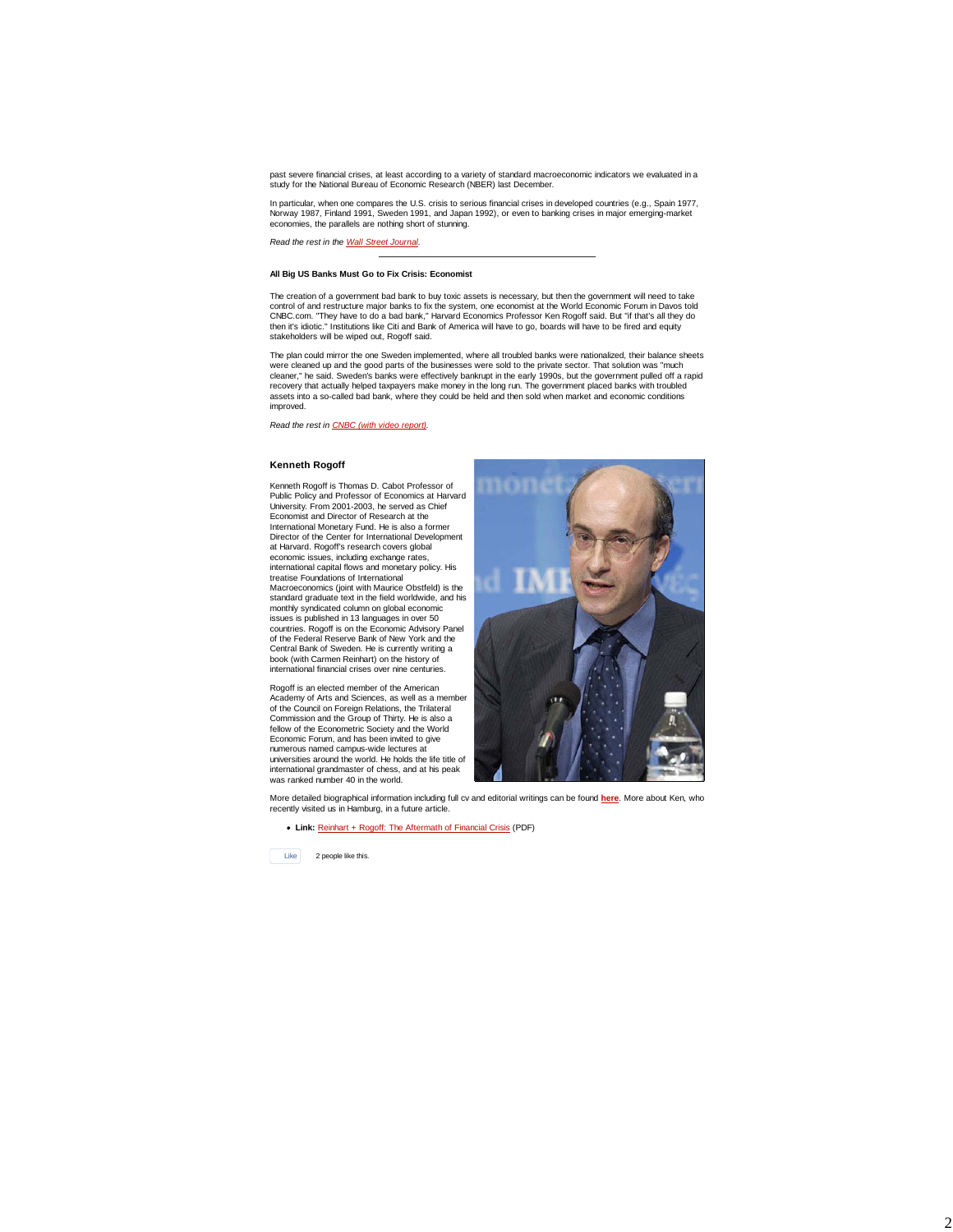past severe financial crises, at least according to a variety of standard macroeconomic indicators we evaluated in a study for the National Bureau of Economic Research (NBER) last December.

In particular, when one compares the U.S. crisis to serious financial crises in developed countries (e.g., Spain 1977, Norway 1987, Finland 1991, Sweden 1991, and Japan 1992), or even to banking crises in major emerging-market economies, the parallels are nothing short of stunning.

*Read the rest in the Wall Street Journal.*

---

**All Big US Banks Must Go to Fix Crisis: Economist**

The creation of a government bad bank to buy toxic assets is necessary, but then the government will need to take control of and restructure major banks to fix the system, one economist at the World Economic Forum in Davos told CNBC.com. "They have to do a bad bank," Harvard Economics Professor Ken Rogoff said. But "if that's all they do then it's idiotic." Institutions like Citi and Bank of America will have to go, boards will have to be fired and equity stakeholders will be wiped out, Rogoff said.

The plan could mirror the one Sweden implemented, where all troubled banks were nationalized, their balance sheets were cleaned up and the good parts of the businesses were sold to the private sector. That solution was "much cleaner," he said. Sweden's banks were effectively bankrupt in the early 1990s, but the government pulled off a rapid recovery that actually helped taxpayers make money in the long run. The government placed banks with troubled assets into a so-called bad bank, where they could be held and then sold when market and economic conditions improved.

*Read the rest in CNBC (with video report).*

### Kenneth Rogoff

Kenneth Rogoff is Thomas D. Cabot Professor of Public Policy and Professor of Economics at Harvard University. From 2001-2003, he served as Chief Economist and Director of Research at the International Monetary Fund. He is also a former Director of the Center for International Development at Harvard. Rogoff's research covers global economic issues, including exchange rates, international capital flows and monetary policy. His treatise Foundations of International Macroeconomics (joint with Maurice Obstfeld) is the standard graduate text in the field worldwide, and his monthly syndicated column on global economic issues is published in 13 languages in over 50 countries. Rogoff is on the Economic Advisory Panel of the Federal Reserve Bank of New York and the Central Bank of Sweden. He is currently writing a book (with Carmen Reinhart) on the history of international financial crises over nine centuries.

Rogoff is an elected member of the American Academy of Arts and Sciences, as well as a member of the Council on Foreign Relations, the Trilateral Commission and the Group of Thirty. He is also a fellow of the Econometric Society and the World Economic Forum, and has been invited to give numerous named campus-wide lectures at universities around the world. He holds the life title of international grandmaster of chess, and at his peak was ranked number 40 in the world.

More detailed biographical information including full cv and editorial writings can be found **here**. More about Ken, who recently visited us in Hamburg, in a future article.

- **Link:** Reinhart + Rogoff: The Aftermath of Financial Crisis (PDF)

Like 2 people like this.